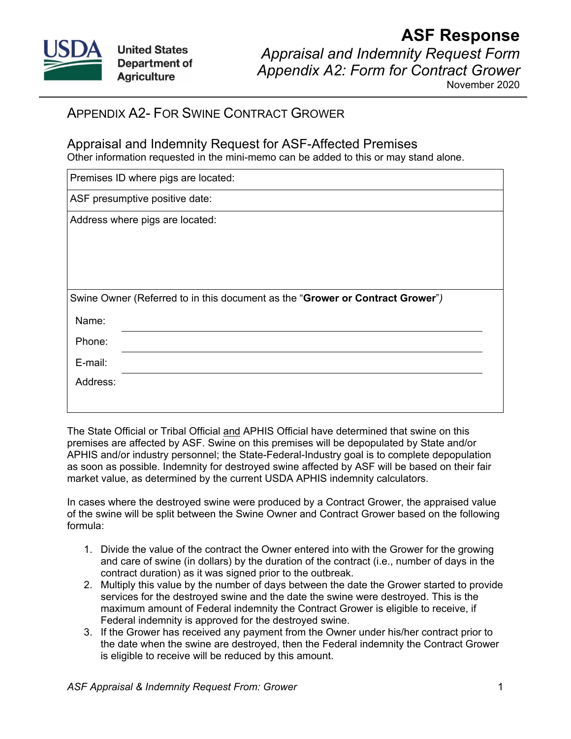# ASF Response

*Appraisal and Indemnity Request Form*
*Appendix A2: Form for Contract Grower*
November 2020

## APPENDIX A2- FOR SWINE CONTRACT GROWER

### Appraisal and Indemnity Request for ASF-Affected Premises

Other information requested in the mini-memo can be added to this or may stand alone.

| |
|---|
| Premises ID where pigs are located: |
| ASF presumptive positive date: |
| Address where pigs are located: |
| Swine Owner (Referred to in this document as the "**Grower or Contract Grower**") <br> Name: \_\_\_\_\_\_\_\_\_\_ <br> Phone: \_\_\_\_\_\_\_\_\_\_ <br> E-mail: \_\_\_\_\_\_\_\_\_\_ <br> Address: |

The State Official or Tribal Official <u>and</u> APHIS Official have determined that swine on this premises are affected by ASF. Swine on this premises will be depopulated by State and/or APHIS and/or industry personnel; the State-Federal-Industry goal is to complete depopulation as soon as possible. Indemnity for destroyed swine affected by ASF will be based on their fair market value, as determined by the current USDA APHIS indemnity calculators.

In cases where the destroyed swine were produced by a Contract Grower, the appraised value of the swine will be split between the Swine Owner and Contract Grower based on the following formula:

1. Divide the value of the contract the Owner entered into with the Grower for the growing and care of swine (in dollars) by the duration of the contract (i.e., number of days in the contract duration) as it was signed prior to the outbreak.
2. Multiply this value by the number of days between the date the Grower started to provide services for the destroyed swine and the date the swine were destroyed. This is the maximum amount of Federal indemnity the Contract Grower is eligible to receive, if Federal indemnity is approved for the destroyed swine.
3. If the Grower has received any payment from the Owner under his/her contract prior to the date when the swine are destroyed, then the Federal indemnity the Contract Grower is eligible to receive will be reduced by this amount.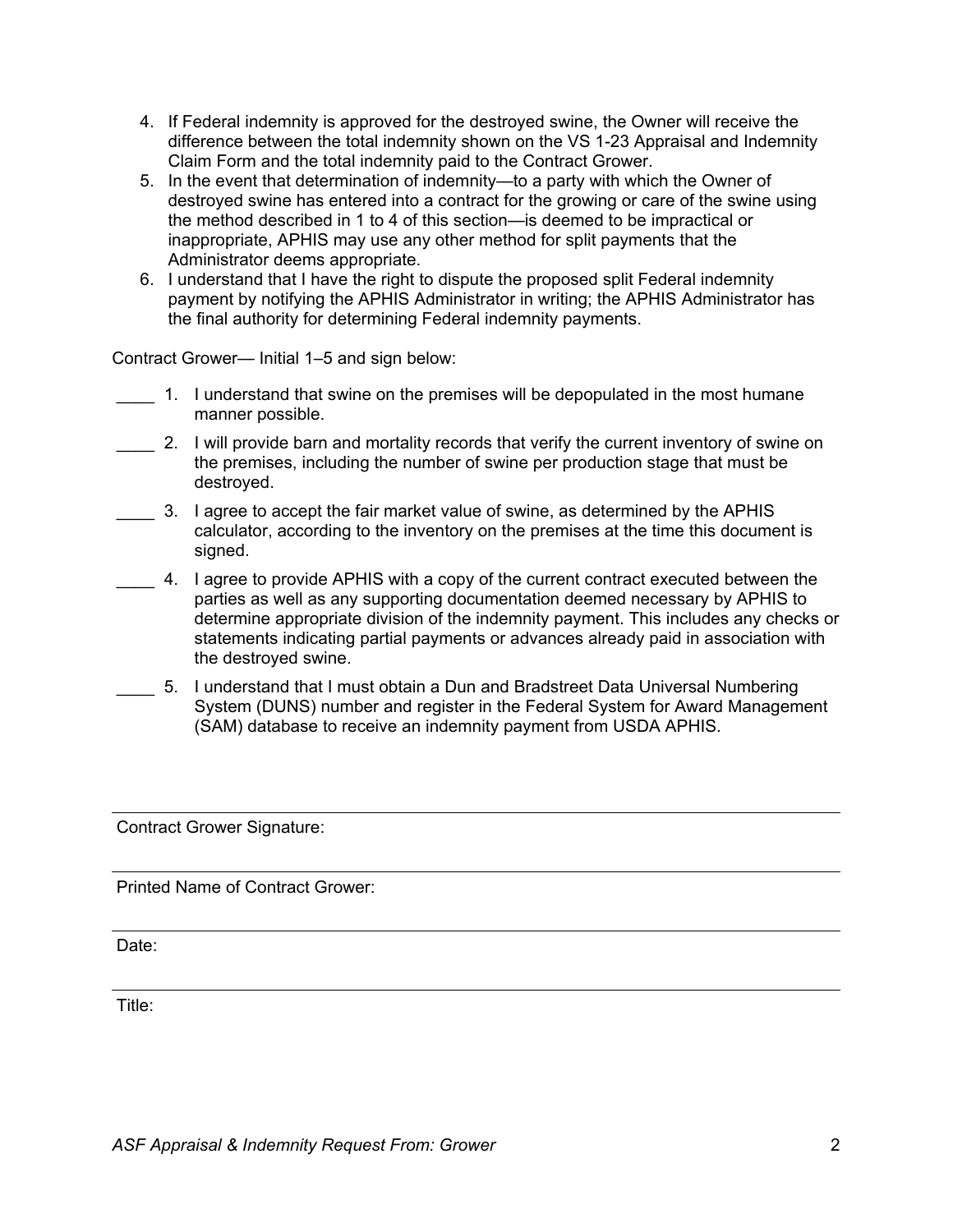4. If Federal indemnity is approved for the destroyed swine, the Owner will receive the difference between the total indemnity shown on the VS 1-23 Appraisal and Indemnity Claim Form and the total indemnity paid to the Contract Grower.
5. In the event that determination of indemnity—to a party with which the Owner of destroyed swine has entered into a contract for the growing or care of the swine using the method described in 1 to 4 of this section—is deemed to be impractical or inappropriate, APHIS may use any other method for split payments that the Administrator deems appropriate.
6. I understand that I have the right to dispute the proposed split Federal indemnity payment by notifying the APHIS Administrator in writing; the APHIS Administrator has the final authority for determining Federal indemnity payments.

Contract Grower— Initial 1–5 and sign below:

____ 1. I understand that swine on the premises will be depopulated in the most humane manner possible.

____ 2. I will provide barn and mortality records that verify the current inventory of swine on the premises, including the number of swine per production stage that must be destroyed.

____ 3. I agree to accept the fair market value of swine, as determined by the APHIS calculator, according to the inventory on the premises at the time this document is signed.

____ 4. I agree to provide APHIS with a copy of the current contract executed between the parties as well as any supporting documentation deemed necessary by APHIS to determine appropriate division of the indemnity payment. This includes any checks or statements indicating partial payments or advances already paid in association with the destroyed swine.

____ 5. I understand that I must obtain a Dun and Bradstreet Data Universal Numbering System (DUNS) number and register in the Federal System for Award Management (SAM) database to receive an indemnity payment from USDA APHIS.

Contract Grower Signature:

Printed Name of Contract Grower:

Date:

Title: